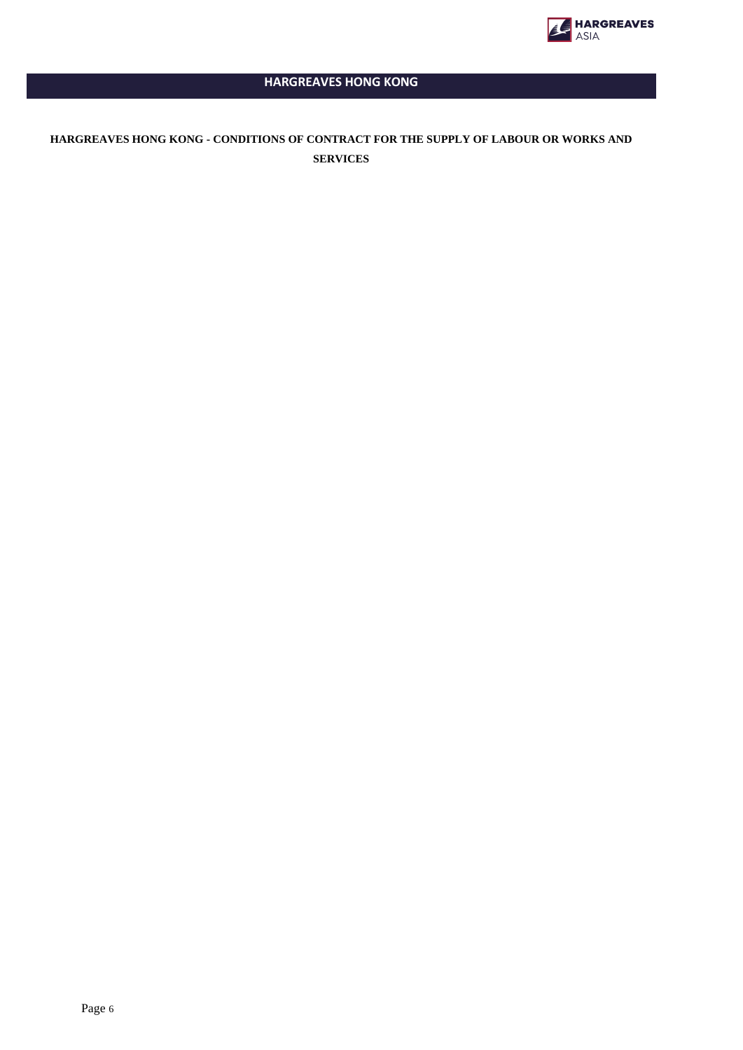# HARGREAVES HONG KONG

## HARGREAVES HONG KONG - CONDITIONS OF CONTRACT FOR THE SUPPLY OF LABOUR OR WORKS AND SERVICES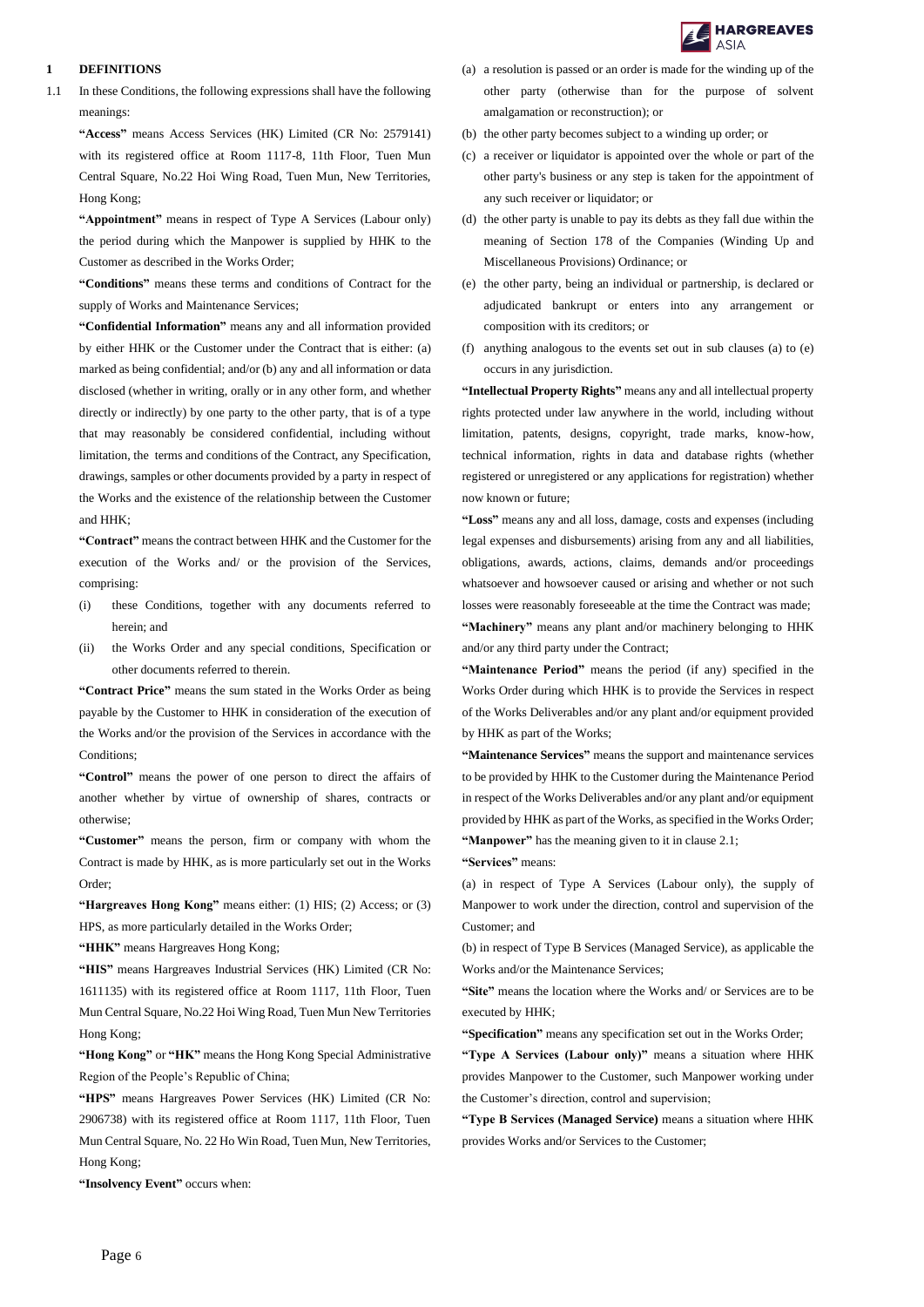## 1 DEFINITIONS

1.1 In these Conditions, the following expressions shall have the following meanings:

**"Access"** means Access Services (HK) Limited (CR No: 2579141) with its registered office at Room 1117-8, 11th Floor, Tuen Mun Central Square, No.22 Hoi Wing Road, Tuen Mun, New Territories, Hong Kong;

**"Appointment"** means in respect of Type A Services (Labour only) the period during which the Manpower is supplied by HHK to the Customer as described in the Works Order;

**"Conditions"** means these terms and conditions of Contract for the supply of Works and Maintenance Services;

**"Confidential Information"** means any and all information provided by either HHK or the Customer under the Contract that is either: (a) marked as being confidential; and/or (b) any and all information or data disclosed (whether in writing, orally or in any other form, and whether directly or indirectly) by one party to the other party, that is of a type that may reasonably be considered confidential, including without limitation, the terms and conditions of the Contract, any Specification, drawings, samples or other documents provided by a party in respect of the Works and the existence of the relationship between the Customer and HHK;

**"Contract"** means the contract between HHK and the Customer for the execution of the Works and/ or the provision of the Services, comprising:

(i) these Conditions, together with any documents referred to herein; and

(ii) the Works Order and any special conditions, Specification or other documents referred to therein.

**"Contract Price"** means the sum stated in the Works Order as being payable by the Customer to HHK in consideration of the execution of the Works and/or the provision of the Services in accordance with the Conditions;

**"Control"** means the power of one person to direct the affairs of another whether by virtue of ownership of shares, contracts or otherwise;

**"Customer"** means the person, firm or company with whom the Contract is made by HHK, as is more particularly set out in the Works Order;

**"Hargreaves Hong Kong"** means either: (1) HIS; (2) Access; or (3) HPS, as more particularly detailed in the Works Order;

**"HHK"** means Hargreaves Hong Kong;

**"HIS"** means Hargreaves Industrial Services (HK) Limited (CR No: 1611135) with its registered office at Room 1117, 11th Floor, Tuen Mun Central Square, No.22 Hoi Wing Road, Tuen Mun New Territories Hong Kong;

**"Hong Kong"** or **"HK"** means the Hong Kong Special Administrative Region of the People's Republic of China;

**"HPS"** means Hargreaves Power Services (HK) Limited (CR No: 2906738) with its registered office at Room 1117, 11th Floor, Tuen Mun Central Square, No. 22 Ho Win Road, Tuen Mun, New Territories, Hong Kong;

**"Insolvency Event"** occurs when:

(a) a resolution is passed or an order is made for the winding up of the other party (otherwise than for the purpose of solvent amalgamation or reconstruction); or

(b) the other party becomes subject to a winding up order; or

(c) a receiver or liquidator is appointed over the whole or part of the other party's business or any step is taken for the appointment of any such receiver or liquidator; or

(d) the other party is unable to pay its debts as they fall due within the meaning of Section 178 of the Companies (Winding Up and Miscellaneous Provisions) Ordinance; or

(e) the other party, being an individual or partnership, is declared or adjudicated bankrupt or enters into any arrangement or composition with its creditors; or

(f) anything analogous to the events set out in sub clauses (a) to (e) occurs in any jurisdiction.

**"Intellectual Property Rights"** means any and all intellectual property rights protected under law anywhere in the world, including without limitation, patents, designs, copyright, trade marks, know-how, technical information, rights in data and database rights (whether registered or unregistered or any applications for registration) whether now known or future;

**"Loss"** means any and all loss, damage, costs and expenses (including legal expenses and disbursements) arising from any and all liabilities, obligations, awards, actions, claims, demands and/or proceedings whatsoever and howsoever caused or arising and whether or not such losses were reasonably foreseeable at the time the Contract was made;

**"Machinery"** means any plant and/or machinery belonging to HHK and/or any third party under the Contract;

**"Maintenance Period"** means the period (if any) specified in the Works Order during which HHK is to provide the Services in respect of the Works Deliverables and/or any plant and/or equipment provided by HHK as part of the Works;

**"Maintenance Services"** means the support and maintenance services to be provided by HHK to the Customer during the Maintenance Period in respect of the Works Deliverables and/or any plant and/or equipment provided by HHK as part of the Works, as specified in the Works Order;

**"Manpower"** has the meaning given to it in clause 2.1;

**"Services"** means:

(a) in respect of Type A Services (Labour only), the supply of Manpower to work under the direction, control and supervision of the Customer; and

(b) in respect of Type B Services (Managed Service), as applicable the Works and/or the Maintenance Services;

**"Site"** means the location where the Works and/ or Services are to be executed by HHK;

**"Specification"** means any specification set out in the Works Order;

**"Type A Services (Labour only)"** means a situation where HHK provides Manpower to the Customer, such Manpower working under the Customer's direction, control and supervision;

**"Type B Services (Managed Service)** means a situation where HHK provides Works and/or Services to the Customer;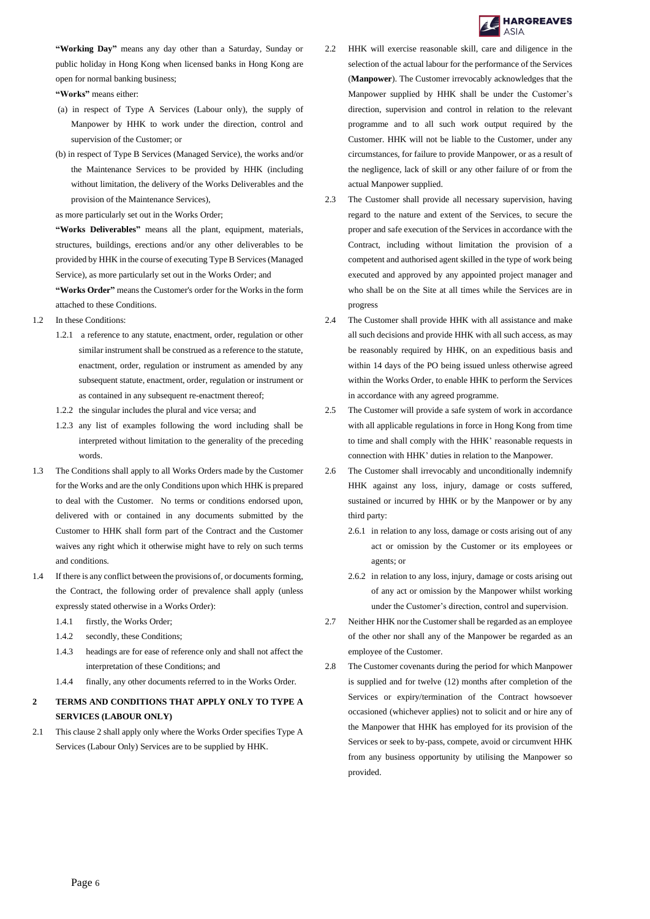**"Working Day"** means any day other than a Saturday, Sunday or public holiday in Hong Kong when licensed banks in Hong Kong are open for normal banking business;

**"Works"** means either:

(a) in respect of Type A Services (Labour only), the supply of Manpower by HHK to work under the direction, control and supervision of the Customer; or

(b) in respect of Type B Services (Managed Service), the works and/or the Maintenance Services to be provided by HHK (including without limitation, the delivery of the Works Deliverables and the provision of the Maintenance Services),

as more particularly set out in the Works Order;

**"Works Deliverables"** means all the plant, equipment, materials, structures, buildings, erections and/or any other deliverables to be provided by HHK in the course of executing Type B Services (Managed Service), as more particularly set out in the Works Order; and

**"Works Order"** means the Customer's order for the Works in the form attached to these Conditions.

1.2 In these Conditions:

1.2.1 a reference to any statute, enactment, order, regulation or other similar instrument shall be construed as a reference to the statute, enactment, order, regulation or instrument as amended by any subsequent statute, enactment, order, regulation or instrument or as contained in any subsequent re-enactment thereof;

1.2.2 the singular includes the plural and vice versa; and

1.2.3 any list of examples following the word including shall be interpreted without limitation to the generality of the preceding words.

1.3 The Conditions shall apply to all Works Orders made by the Customer for the Works and are the only Conditions upon which HHK is prepared to deal with the Customer. No terms or conditions endorsed upon, delivered with or contained in any documents submitted by the Customer to HHK shall form part of the Contract and the Customer waives any right which it otherwise might have to rely on such terms and conditions.

1.4 If there is any conflict between the provisions of, or documents forming, the Contract, the following order of prevalence shall apply (unless expressly stated otherwise in a Works Order):

1.4.1 firstly, the Works Order;

1.4.2 secondly, these Conditions;

1.4.3 headings are for ease of reference only and shall not affect the interpretation of these Conditions; and

1.4.4 finally, any other documents referred to in the Works Order.

## 2 TERMS AND CONDITIONS THAT APPLY ONLY TO TYPE A SERVICES (LABOUR ONLY)

2.1 This clause 2 shall apply only where the Works Order specifies Type A Services (Labour Only) Services are to be supplied by HHK.

2.2 HHK will exercise reasonable skill, care and diligence in the selection of the actual labour for the performance of the Services (**Manpower**). The Customer irrevocably acknowledges that the Manpower supplied by HHK shall be under the Customer's direction, supervision and control in relation to the relevant programme and to all such work output required by the Customer. HHK will not be liable to the Customer, under any circumstances, for failure to provide Manpower, or as a result of the negligence, lack of skill or any other failure of or from the actual Manpower supplied.

2.3 The Customer shall provide all necessary supervision, having regard to the nature and extent of the Services, to secure the proper and safe execution of the Services in accordance with the Contract, including without limitation the provision of a competent and authorised agent skilled in the type of work being executed and approved by any appointed project manager and who shall be on the Site at all times while the Services are in progress

2.4 The Customer shall provide HHK with all assistance and make all such decisions and provide HHK with all such access, as may be reasonably required by HHK, on an expeditious basis and within 14 days of the PO being issued unless otherwise agreed within the Works Order, to enable HHK to perform the Services in accordance with any agreed programme.

2.5 The Customer will provide a safe system of work in accordance with all applicable regulations in force in Hong Kong from time to time and shall comply with the HHK' reasonable requests in connection with HHK' duties in relation to the Manpower.

2.6 The Customer shall irrevocably and unconditionally indemnify HHK against any loss, injury, damage or costs suffered, sustained or incurred by HHK or by the Manpower or by any third party:

2.6.1 in relation to any loss, damage or costs arising out of any act or omission by the Customer or its employees or agents; or

2.6.2 in relation to any loss, injury, damage or costs arising out of any act or omission by the Manpower whilst working under the Customer's direction, control and supervision.

2.7 Neither HHK nor the Customer shall be regarded as an employee of the other nor shall any of the Manpower be regarded as an employee of the Customer.

2.8 The Customer covenants during the period for which Manpower is supplied and for twelve (12) months after completion of the Services or expiry/termination of the Contract howsoever occasioned (whichever applies) not to solicit and or hire any of the Manpower that HHK has employed for its provision of the Services or seek to by-pass, compete, avoid or circumvent HHK from any business opportunity by utilising the Manpower so provided.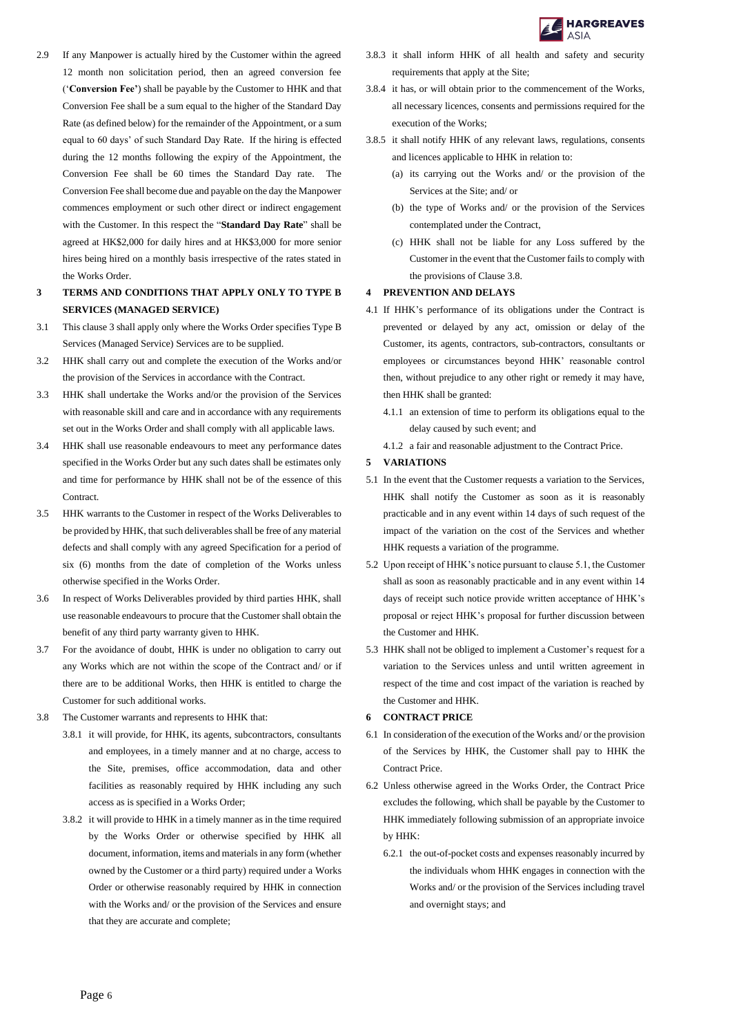2.9 If any Manpower is actually hired by the Customer within the agreed 12 month non solicitation period, then an agreed conversion fee ('**Conversion Fee**') shall be payable by the Customer to HHK and that Conversion Fee shall be a sum equal to the higher of the Standard Day Rate (as defined below) for the remainder of the Appointment, or a sum equal to 60 days' of such Standard Day Rate. If the hiring is effected during the 12 months following the expiry of the Appointment, the Conversion Fee shall be 60 times the Standard Day rate. The Conversion Fee shall become due and payable on the day the Manpower commences employment or such other direct or indirect engagement with the Customer. In this respect the "**Standard Day Rate**" shall be agreed at HK$2,000 for daily hires and at HK$3,000 for more senior hires being hired on a monthly basis irrespective of the rates stated in the Works Order.

## 3 TERMS AND CONDITIONS THAT APPLY ONLY TO TYPE B SERVICES (MANAGED SERVICE)

3.1 This clause 3 shall apply only where the Works Order specifies Type B Services (Managed Service) Services are to be supplied.

3.2 HHK shall carry out and complete the execution of the Works and/or the provision of the Services in accordance with the Contract.

3.3 HHK shall undertake the Works and/or the provision of the Services with reasonable skill and care and in accordance with any requirements set out in the Works Order and shall comply with all applicable laws.

3.4 HHK shall use reasonable endeavours to meet any performance dates specified in the Works Order but any such dates shall be estimates only and time for performance by HHK shall not be of the essence of this Contract.

3.5 HHK warrants to the Customer in respect of the Works Deliverables to be provided by HHK, that such deliverables shall be free of any material defects and shall comply with any agreed Specification for a period of six (6) months from the date of completion of the Works unless otherwise specified in the Works Order.

3.6 In respect of Works Deliverables provided by third parties HHK, shall use reasonable endeavours to procure that the Customer shall obtain the benefit of any third party warranty given to HHK.

3.7 For the avoidance of doubt, HHK is under no obligation to carry out any Works which are not within the scope of the Contract and/ or if there are to be additional Works, then HHK is entitled to charge the Customer for such additional works.

3.8 The Customer warrants and represents to HHK that:

3.8.1 it will provide, for HHK, its agents, subcontractors, consultants and employees, in a timely manner and at no charge, access to the Site, premises, office accommodation, data and other facilities as reasonably required by HHK including any such access as is specified in a Works Order;

3.8.2 it will provide to HHK in a timely manner as in the time required by the Works Order or otherwise specified by HHK all document, information, items and materials in any form (whether owned by the Customer or a third party) required under a Works Order or otherwise reasonably required by HHK in connection with the Works and/ or the provision of the Services and ensure that they are accurate and complete;

3.8.3 it shall inform HHK of all health and safety and security requirements that apply at the Site;

3.8.4 it has, or will obtain prior to the commencement of the Works, all necessary licences, consents and permissions required for the execution of the Works;

3.8.5 it shall notify HHK of any relevant laws, regulations, consents and licences applicable to HHK in relation to:

(a) its carrying out the Works and/ or the provision of the Services at the Site; and/ or

(b) the type of Works and/ or the provision of the Services contemplated under the Contract,

(c) HHK shall not be liable for any Loss suffered by the Customer in the event that the Customer fails to comply with the provisions of Clause 3.8.

## 4 PREVENTION AND DELAYS

4.1 If HHK's performance of its obligations under the Contract is prevented or delayed by any act, omission or delay of the Customer, its agents, contractors, sub-contractors, consultants or employees or circumstances beyond HHK' reasonable control then, without prejudice to any other right or remedy it may have, then HHK shall be granted:

4.1.1 an extension of time to perform its obligations equal to the delay caused by such event; and

4.1.2 a fair and reasonable adjustment to the Contract Price.

## 5 VARIATIONS

5.1 In the event that the Customer requests a variation to the Services, HHK shall notify the Customer as soon as it is reasonably practicable and in any event within 14 days of such request of the impact of the variation on the cost of the Services and whether HHK requests a variation of the programme.

5.2 Upon receipt of HHK's notice pursuant to clause 5.1, the Customer shall as soon as reasonably practicable and in any event within 14 days of receipt such notice provide written acceptance of HHK's proposal or reject HHK's proposal for further discussion between the Customer and HHK.

5.3 HHK shall not be obliged to implement a Customer's request for a variation to the Services unless and until written agreement in respect of the time and cost impact of the variation is reached by the Customer and HHK.

## 6 CONTRACT PRICE

6.1 In consideration of the execution of the Works and/ or the provision of the Services by HHK, the Customer shall pay to HHK the Contract Price.

6.2 Unless otherwise agreed in the Works Order, the Contract Price excludes the following, which shall be payable by the Customer to HHK immediately following submission of an appropriate invoice by HHK:

6.2.1 the out-of-pocket costs and expenses reasonably incurred by the individuals whom HHK engages in connection with the Works and/ or the provision of the Services including travel and overnight stays; and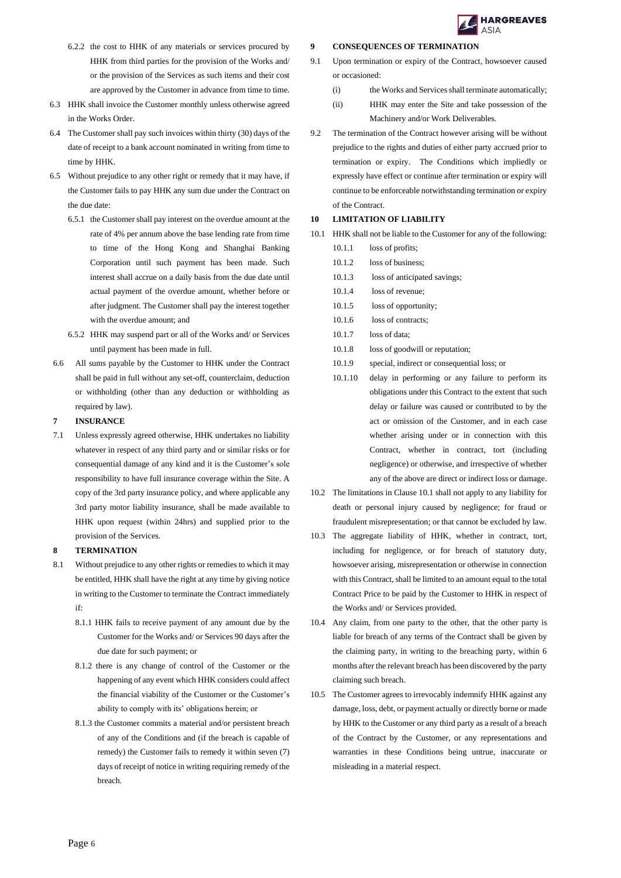6.2.2 the cost to HHK of any materials or services procured by HHK from third parties for the provision of the Works and/ or the provision of the Services as such items and their cost are approved by the Customer in advance from time to time.

6.3 HHK shall invoice the Customer monthly unless otherwise agreed in the Works Order.

6.4 The Customer shall pay such invoices within thirty (30) days of the date of receipt to a bank account nominated in writing from time to time by HHK.

6.5 Without prejudice to any other right or remedy that it may have, if the Customer fails to pay HHK any sum due under the Contract on the due date:

6.5.1 the Customer shall pay interest on the overdue amount at the rate of 4% per annum above the base lending rate from time to time of the Hong Kong and Shanghai Banking Corporation until such payment has been made. Such interest shall accrue on a daily basis from the due date until actual payment of the overdue amount, whether before or after judgment. The Customer shall pay the interest together with the overdue amount; and

6.5.2 HHK may suspend part or all of the Works and/ or Services until payment has been made in full.

6.6 All sums payable by the Customer to HHK under the Contract shall be paid in full without any set-off, counterclaim, deduction or withholding (other than any deduction or withholding as required by law).

**7 INSURANCE**

7.1 Unless expressly agreed otherwise, HHK undertakes no liability whatever in respect of any third party and or similar risks or for consequential damage of any kind and it is the Customer's sole responsibility to have full insurance coverage within the Site. A copy of the 3rd party insurance policy, and where applicable any 3rd party motor liability insurance, shall be made available to HHK upon request (within 24hrs) and supplied prior to the provision of the Services.

**8 TERMINATION**

8.1 Without prejudice to any other rights or remedies to which it may be entitled, HHK shall have the right at any time by giving notice in writing to the Customer to terminate the Contract immediately if:

8.1.1 HHK fails to receive payment of any amount due by the Customer for the Works and/ or Services 90 days after the due date for such payment; or

8.1.2 there is any change of control of the Customer or the happening of any event which HHK considers could affect the financial viability of the Customer or the Customer's ability to comply with its' obligations herein; or

8.1.3 the Customer commits a material and/or persistent breach of any of the Conditions and (if the breach is capable of remedy) the Customer fails to remedy it within seven (7) days of receipt of notice in writing requiring remedy of the breach.

**9 CONSEQUENCES OF TERMINATION**

9.1 Upon termination or expiry of the Contract, howsoever caused or occasioned:

(i) the Works and Services shall terminate automatically;

(ii) HHK may enter the Site and take possession of the Machinery and/or Work Deliverables.

9.2 The termination of the Contract however arising will be without prejudice to the rights and duties of either party accrued prior to termination or expiry. The Conditions which impliedly or expressly have effect or continue after termination or expiry will continue to be enforceable notwithstanding termination or expiry of the Contract.

**10 LIMITATION OF LIABILITY**

10.1 HHK shall not be liable to the Customer for any of the following:

10.1.1 loss of profits;

10.1.2 loss of business;

10.1.3 loss of anticipated savings;

10.1.4 loss of revenue;

10.1.5 loss of opportunity;

10.1.6 loss of contracts;

10.1.7 loss of data;

10.1.8 loss of goodwill or reputation;

10.1.9 special, indirect or consequential loss; or

10.1.10 delay in performing or any failure to perform its obligations under this Contract to the extent that such delay or failure was caused or contributed to by the act or omission of the Customer, and in each case whether arising under or in connection with this Contract, whether in contract, tort (including negligence) or otherwise, and irrespective of whether any of the above are direct or indirect loss or damage.

10.2 The limitations in Clause 10.1 shall not apply to any liability for death or personal injury caused by negligence; for fraud or fraudulent misrepresentation; or that cannot be excluded by law.

10.3 The aggregate liability of HHK, whether in contract, tort, including for negligence, or for breach of statutory duty, howsoever arising, misrepresentation or otherwise in connection with this Contract, shall be limited to an amount equal to the total Contract Price to be paid by the Customer to HHK in respect of the Works and/ or Services provided.

10.4 Any claim, from one party to the other, that the other party is liable for breach of any terms of the Contract shall be given by the claiming party, in writing to the breaching party, within 6 months after the relevant breach has been discovered by the party claiming such breach.

10.5 The Customer agrees to irrevocably indemnify HHK against any damage, loss, debt, or payment actually or directly borne or made by HHK to the Customer or any third party as a result of a breach of the Contract by the Customer, or any representations and warranties in these Conditions being untrue, inaccurate or misleading in a material respect.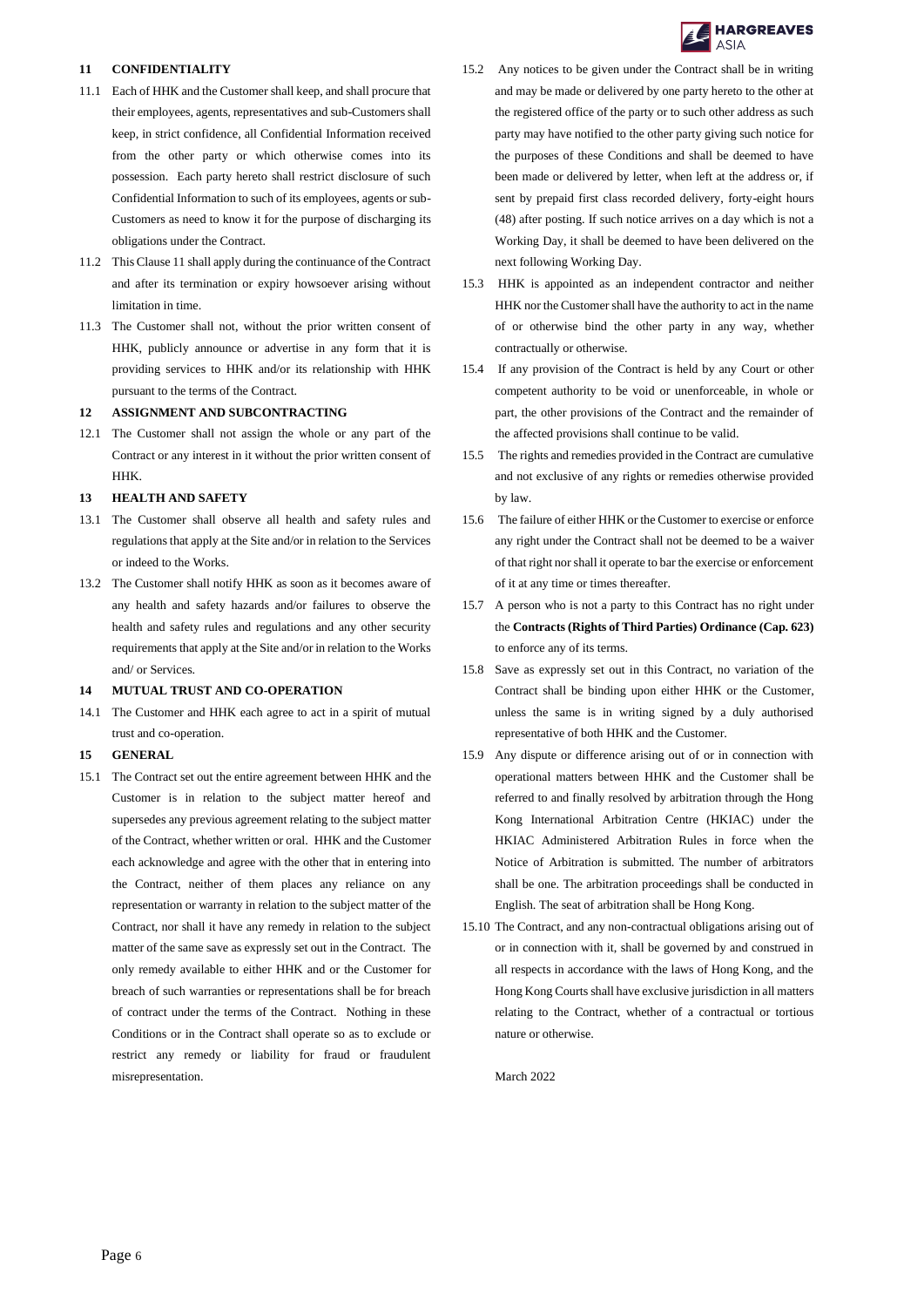## 11 CONFIDENTIALITY

11.1 Each of HHK and the Customer shall keep, and shall procure that their employees, agents, representatives and sub-Customers shall keep, in strict confidence, all Confidential Information received from the other party or which otherwise comes into its possession. Each party hereto shall restrict disclosure of such Confidential Information to such of its employees, agents or sub-Customers as need to know it for the purpose of discharging its obligations under the Contract.

11.2 This Clause 11 shall apply during the continuance of the Contract and after its termination or expiry howsoever arising without limitation in time.

11.3 The Customer shall not, without the prior written consent of HHK, publicly announce or advertise in any form that it is providing services to HHK and/or its relationship with HHK pursuant to the terms of the Contract.

## 12 ASSIGNMENT AND SUBCONTRACTING

12.1 The Customer shall not assign the whole or any part of the Contract or any interest in it without the prior written consent of HHK.

## 13 HEALTH AND SAFETY

13.1 The Customer shall observe all health and safety rules and regulations that apply at the Site and/or in relation to the Services or indeed to the Works.

13.2 The Customer shall notify HHK as soon as it becomes aware of any health and safety hazards and/or failures to observe the health and safety rules and regulations and any other security requirements that apply at the Site and/or in relation to the Works and/ or Services.

## 14 MUTUAL TRUST AND CO-OPERATION

14.1 The Customer and HHK each agree to act in a spirit of mutual trust and co-operation.

## 15 GENERAL

15.1 The Contract set out the entire agreement between HHK and the Customer is in relation to the subject matter hereof and supersedes any previous agreement relating to the subject matter of the Contract, whether written or oral. HHK and the Customer each acknowledge and agree with the other that in entering into the Contract, neither of them places any reliance on any representation or warranty in relation to the subject matter of the Contract, nor shall it have any remedy in relation to the subject matter of the same save as expressly set out in the Contract. The only remedy available to either HHK and or the Customer for breach of such warranties or representations shall be for breach of contract under the terms of the Contract. Nothing in these Conditions or in the Contract shall operate so as to exclude or restrict any remedy or liability for fraud or fraudulent misrepresentation.

15.2 Any notices to be given under the Contract shall be in writing and may be made or delivered by one party hereto to the other at the registered office of the party or to such other address as such party may have notified to the other party giving such notice for the purposes of these Conditions and shall be deemed to have been made or delivered by letter, when left at the address or, if sent by prepaid first class recorded delivery, forty-eight hours (48) after posting. If such notice arrives on a day which is not a Working Day, it shall be deemed to have been delivered on the next following Working Day.

15.3 HHK is appointed as an independent contractor and neither HHK nor the Customer shall have the authority to act in the name of or otherwise bind the other party in any way, whether contractually or otherwise.

15.4 If any provision of the Contract is held by any Court or other competent authority to be void or unenforceable, in whole or part, the other provisions of the Contract and the remainder of the affected provisions shall continue to be valid.

15.5 The rights and remedies provided in the Contract are cumulative and not exclusive of any rights or remedies otherwise provided by law.

15.6 The failure of either HHK or the Customer to exercise or enforce any right under the Contract shall not be deemed to be a waiver of that right nor shall it operate to bar the exercise or enforcement of it at any time or times thereafter.

15.7 A person who is not a party to this Contract has no right under the **Contracts (Rights of Third Parties) Ordinance (Cap. 623)** to enforce any of its terms.

15.8 Save as expressly set out in this Contract, no variation of the Contract shall be binding upon either HHK or the Customer, unless the same is in writing signed by a duly authorised representative of both HHK and the Customer.

15.9 Any dispute or difference arising out of or in connection with operational matters between HHK and the Customer shall be referred to and finally resolved by arbitration through the Hong Kong International Arbitration Centre (HKIAC) under the HKIAC Administered Arbitration Rules in force when the Notice of Arbitration is submitted. The number of arbitrators shall be one. The arbitration proceedings shall be conducted in English. The seat of arbitration shall be Hong Kong.

15.10 The Contract, and any non-contractual obligations arising out of or in connection with it, shall be governed by and construed in all respects in accordance with the laws of Hong Kong, and the Hong Kong Courts shall have exclusive jurisdiction in all matters relating to the Contract, whether of a contractual or tortious nature or otherwise.

March 2022